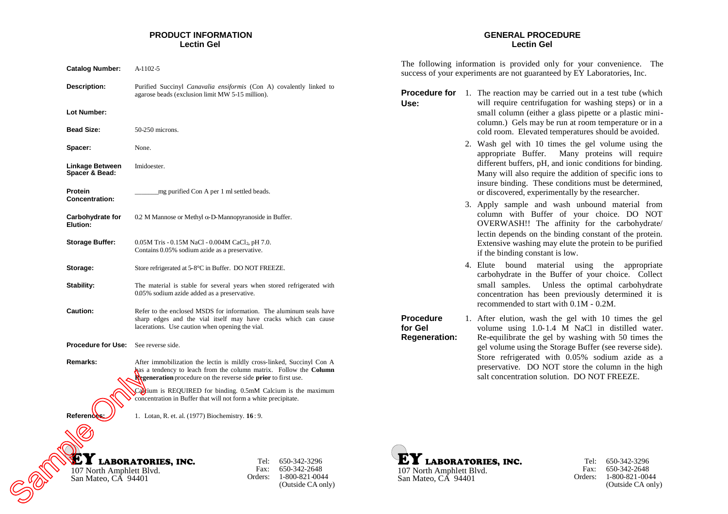## PRODUCT INFORMATION
### Lectin Gel

| | |
|---|---|
| **Catalog Number:** | A-1102-5 |
| **Description:** | Purified Succinyl *Canavalia ensiformis* (Con A) covalently linked to agarose beads (exclusion limit MW 5-15 million). |
| **Lot Number:** | |
| **Bead Size:** | 50-250 microns. |
| **Spacer:** | None. |
| **Linkage Between Spacer & Bead:** | Imidoester. |
| **Protein Concentration:** | _______mg purified Con A per 1 ml settled beads. |
| **Carbohydrate for Elution:** | 0.2 M Mannose or Methyl α-D-Mannopyranoside in Buffer. |
| **Storage Buffer:** | 0.05M Tris - 0.15M NaCl - 0.004M $CaCl_2$, pH 7.0. Contains 0.05% sodium azide as a preservative. |
| **Storage:** | Store refrigerated at 5-8°C in Buffer. DO NOT FREEZE. |
| **Stability:** | The material is stable for several years when stored refrigerated with 0.05% sodium azide added as a preservative. |
| **Caution:** | Refer to the enclosed MSDS for information. The aluminum seals have sharp edges and the vial itself may have cracks which can cause lacerations. Use caution when opening the vial. |
| **Procedure for Use:** | See reverse side. |
| **Remarks:** | After immobilization the lectin is mildly cross-linked, Succinyl Con A has a tendency to leach from the column matrix. Follow the **Column Regeneration** procedure on the reverse side **prior** to first use. Calcium is REQUIRED for binding. 0.5mM Calcium is the maximum concentration in Buffer that will not form a white precipitate. |
| **References:** | 1. Lotan, R. et. al. (1977) Biochemistry. **16** : 9. |

**EY LABORATORIES, INC.**
107 North Amphlett Blvd.
San Mateo, CA 94401

Tel: 650-342-3296
Fax: 650-342-2648
Orders: 1-800-821-0044 (Outside CA only)

## GENERAL PROCEDURE
### Lectin Gel

The following information is provided only for your convenience. The success of your experiments are not guaranteed by EY Laboratories, Inc.

**Procedure for Use:**

1. The reaction may be carried out in a test tube (which will require centrifugation for washing steps) or in a small column (either a glass pipette or a plastic mini-column.) Gels may be run at room temperature or in a cold room. Elevated temperatures should be avoided.
2. Wash gel with 10 times the gel volume using the appropriate Buffer. Many proteins will require different buffers, pH, and ionic conditions for binding. Many will also require the addition of specific ions to insure binding. These conditions must be determined, or discovered, experimentally by the researcher.
3. Apply sample and wash unbound material from column with Buffer of your choice. DO NOT OVERWASH!! The affinity for the carbohydrate/ lectin depends on the binding constant of the protein. Extensive washing may elute the protein to be purified if the binding constant is low.
4. Elute bound material using the appropriate carbohydrate in the Buffer of your choice. Collect small samples. Unless the optimal carbohydrate concentration has been previously determined it is recommended to start with 0.1M - 0.2M.

**Procedure for Gel Regeneration:**

1. After elution, wash the gel with 10 times the gel volume using 1.0-1.4 M NaCl in distilled water. Re-equilibrate the gel by washing with 50 times the gel volume using the Storage Buffer (see reverse side). Store refrigerated with 0.05% sodium azide as a preservative. DO NOT store the column in the high salt concentration solution. DO NOT FREEZE.

**EY LABORATORIES, INC.**
107 North Amphlett Blvd.
San Mateo, CA 94401

Tel: 650-342-3296
Fax: 650-342-2648
Orders: 1-800-821-0044 (Outside CA only)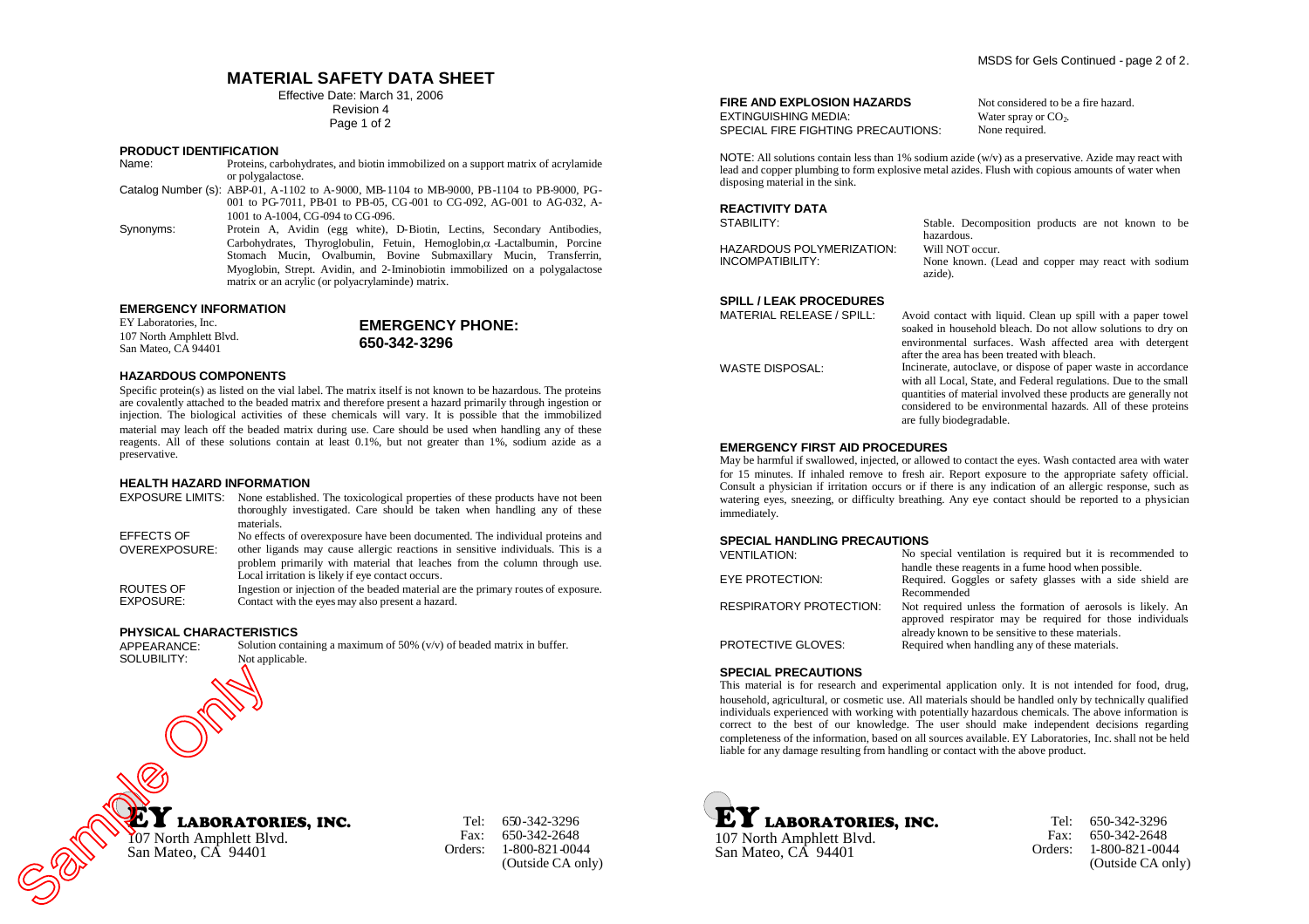# MATERIAL SAFETY DATA SHEET

Effective Date: March 31, 2006
Revision 4

## PRODUCT IDENTIFICATION

| | |
|---|---|
| Name: | Proteins, carbohydrates, and biotin immobilized on a support matrix of acrylamide or polygalactose. |
| Catalog Number (s): | ABP-01, A-1102 to A-9000, MB-1104 to MB-9000, PB-1104 to PB-9000, PG-001 to PG-7011, PB-01 to PB-05, CG-001 to CG-092, AG-001 to AG-032, A-1001 to A-1004, CG-094 to CG-096. |
| Synonyms: | Protein A, Avidin (egg white), D-Biotin, Lectins, Secondary Antibodies, Carbohydrates, Thyroglobulin, Fetuin, Hemoglobin,α-Lactalbumin, Porcine Stomach Mucin, Ovalbumin, Bovine Submaxillary Mucin, Transferrin, Myoglobin, Strept. Avidin, and 2-Iminobiotin immobilized on a polygalactose matrix or an acrylic (or polyacrylamide) matrix. |

## EMERGENCY INFORMATION

EY Laboratories, Inc.
107 North Amphlett Blvd.
San Mateo, CA 94401

**EMERGENCY PHONE:**
**650-342-3296**

## HAZARDOUS COMPONENTS

Specific protein(s) as listed on the vial label. The matrix itself is not known to be hazardous. The proteins are covalently attached to the beaded matrix and therefore present a hazard primarily through ingestion or injection. The biological activities of these chemicals will vary. It is possible that the immobilized material may leach off the beaded matrix during use. Care should be used when handling any of these reagents. All of these solutions contain at least 0.1%, but not greater than 1%, sodium azide as a preservative.

## HEALTH HAZARD INFORMATION

| | |
|---|---|
| EXPOSURE LIMITS: | None established. The toxicological properties of these products have not been thoroughly investigated. Care should be taken when handling any of these materials. |
| EFFECTS OF OVEREXPOSURE: | No effects of overexposure have been documented. The individual proteins and other ligands may cause allergic reactions in sensitive individuals. This is a problem primarily with material that leaches from the column through use. Local irritation is likely if eye contact occurs. |
| ROUTES OF EXPOSURE: | Ingestion or injection of the beaded material are the primary routes of exposure. Contact with the eyes may also present a hazard. |

## PHYSICAL CHARACTERISTICS

| | |
|---|---|
| APPEARANCE: | Solution containing a maximum of 50% (v/v) of beaded matrix in buffer. |
| SOLUBILITY: | Not applicable. |

Sample Only

**EY LABORATORIES, INC.**
107 North Amphlett Blvd.
San Mateo, CA 94401

Tel: 650-342-3296
Fax: 650-342-2648
Orders: 1-800-821-0044 (Outside CA only)

MSDS for Gels Continued - page 2 of 2.

## FIRE AND EXPLOSION HAZARDS

| | |
|---|---|
| FIRE AND EXPLOSION HAZARDS | Not considered to be a fire hazard. |
| EXTINGUISHING MEDIA: | Water spray or $CO_2$. |
| SPECIAL FIRE FIGHTING PRECAUTIONS: | None required. |

NOTE: All solutions contain less than 1% sodium azide (w/v) as a preservative. Azide may react with lead and copper plumbing to form explosive metal azides. Flush with copious amounts of water when disposing material in the sink.

## REACTIVITY DATA

| | |
|---|---|
| STABILITY: | Stable. Decomposition products are not known to be hazardous. |
| HAZARDOUS POLYMERIZATION: | Will NOT occur. |
| INCOMPATIBILITY: | None known. (Lead and copper may react with sodium azide). |

## SPILL / LEAK PROCEDURES

| | |
|---|---|
| MATERIAL RELEASE / SPILL: | Avoid contact with liquid. Clean up spill with a paper towel soaked in household bleach. Do not allow solutions to dry on environmental surfaces. Wash affected area with detergent after the area has been treated with bleach. |
| WASTE DISPOSAL: | Incinerate, autoclave, or dispose of paper waste in accordance with all Local, State, and Federal regulations. Due to the small quantities of material involved these products are generally not considered to be environmental hazards. All of these proteins are fully biodegradable. |

## EMERGENCY FIRST AID PROCEDURES

May be harmful if swallowed, injected, or allowed to contact the eyes. Wash contacted area with water for 15 minutes. If inhaled remove to fresh air. Report exposure to the appropriate safety official. Consult a physician if irritation occurs or if there is any indication of an allergic response, such as watering eyes, sneezing, or difficulty breathing. Any eye contact should be reported to a physician immediately.

## SPECIAL HANDLING PRECAUTIONS

| | |
|---|---|
| VENTILATION: | No special ventilation is required but it is recommended to handle these reagents in a fume hood when possible. |
| EYE PROTECTION: | Required. Goggles or safety glasses with a side shield are Recommended |
| RESPIRATORY PROTECTION: | Not required unless the formation of aerosols is likely. An approved respirator may be required for those individuals already known to be sensitive to these materials. |
| PROTECTIVE GLOVES: | Required when handling any of these materials. |

## SPECIAL PRECAUTIONS

This material is for research and experimental application only. It is not intended for food, drug, household, agricultural, or cosmetic use. All materials should be handled only by technically qualified individuals experienced with working with potentially hazardous chemicals. The above information is correct to the best of our knowledge. The user should make independent decisions regarding completeness of the information, based on all sources available. EY Laboratories, Inc. shall not be held liable for any damage resulting from handling or contact with the above product.

**EY LABORATORIES, INC.**
107 North Amphlett Blvd.
San Mateo, CA 94401

Tel: 650-342-3296
Fax: 650-342-2648
Orders: 1-800-821-0044 (Outside CA only)